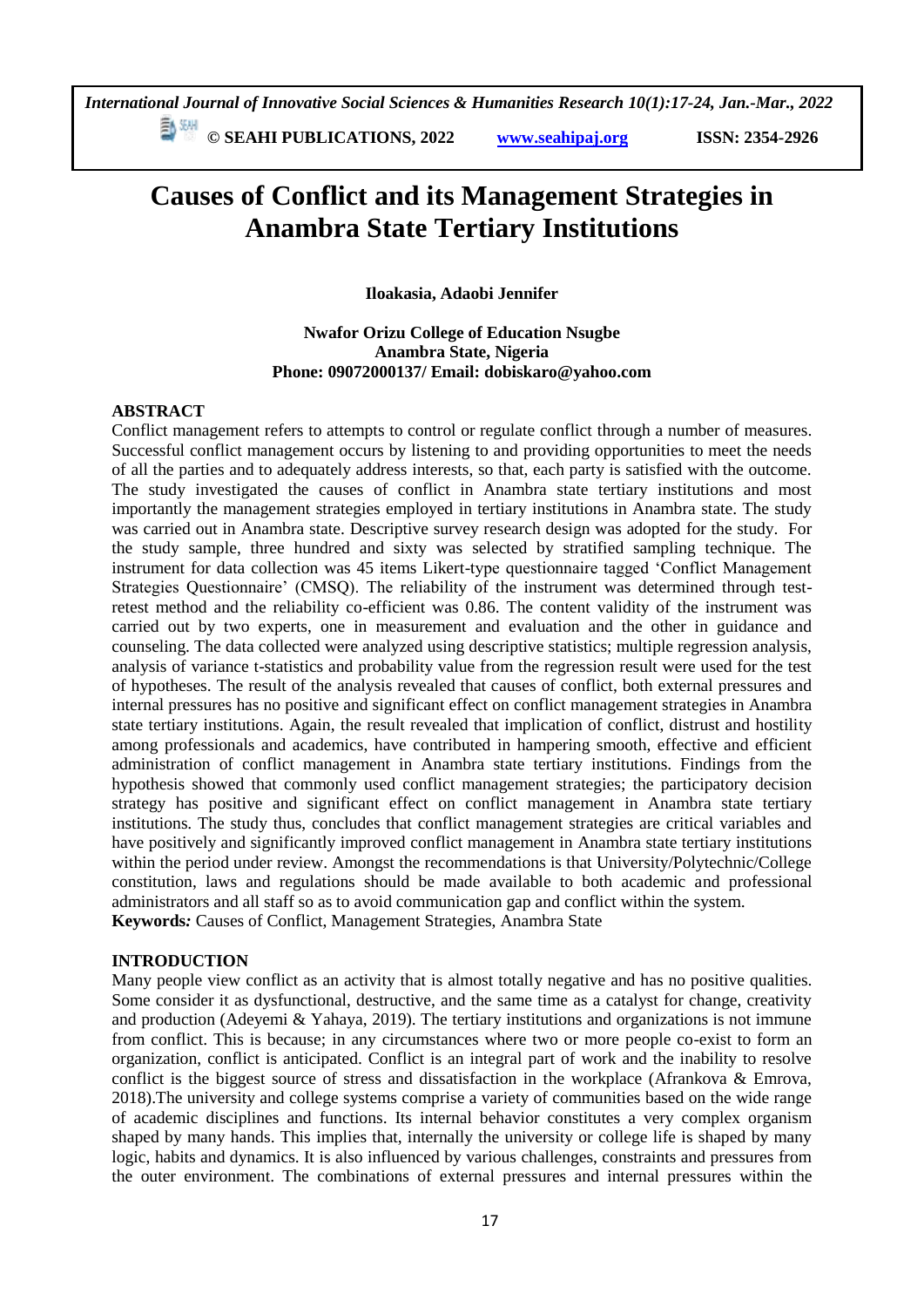# Causes of Conflict and its Management Strategies in Anambra State Tertiary Institutions

**Iloakasia, Adaobi Jennifer**

**Nwafor Orizu College of Education Nsugbe**
**Anambra State, Nigeria**
**Phone: 09072000137/ Email: dobiskaro@yahoo.com**

## ABSTRACT

Conflict management refers to attempts to control or regulate conflict through a number of measures. Successful conflict management occurs by listening to and providing opportunities to meet the needs of all the parties and to adequately address interests, so that, each party is satisfied with the outcome. The study investigated the causes of conflict in Anambra state tertiary institutions and most importantly the management strategies employed in tertiary institutions in Anambra state. The study was carried out in Anambra state. Descriptive survey research design was adopted for the study. For the study sample, three hundred and sixty was selected by stratified sampling technique. The instrument for data collection was 45 items Likert-type questionnaire tagged 'Conflict Management Strategies Questionnaire' (CMSQ). The reliability of the instrument was determined through test-retest method and the reliability co-efficient was 0.86. The content validity of the instrument was carried out by two experts, one in measurement and evaluation and the other in guidance and counseling. The data collected were analyzed using descriptive statistics; multiple regression analysis, analysis of variance t-statistics and probability value from the regression result were used for the test of hypotheses. The result of the analysis revealed that causes of conflict, both external pressures and internal pressures has no positive and significant effect on conflict management strategies in Anambra state tertiary institutions. Again, the result revealed that implication of conflict, distrust and hostility among professionals and academics, have contributed in hampering smooth, effective and efficient administration of conflict management in Anambra state tertiary institutions. Findings from the hypothesis showed that commonly used conflict management strategies; the participatory decision strategy has positive and significant effect on conflict management in Anambra state tertiary institutions. The study thus, concludes that conflict management strategies are critical variables and have positively and significantly improved conflict management in Anambra state tertiary institutions within the period under review. Amongst the recommendations is that University/Polytechnic/College constitution, laws and regulations should be made available to both academic and professional administrators and all staff so as to avoid communication gap and conflict within the system.

**Keywords:** Causes of Conflict, Management Strategies, Anambra State

## INTRODUCTION

Many people view conflict as an activity that is almost totally negative and has no positive qualities. Some consider it as dysfunctional, destructive, and the same time as a catalyst for change, creativity and production (Adeyemi & Yahaya, 2019). The tertiary institutions and organizations is not immune from conflict. This is because; in any circumstances where two or more people co-exist to form an organization, conflict is anticipated. Conflict is an integral part of work and the inability to resolve conflict is the biggest source of stress and dissatisfaction in the workplace (Afrankova & Emrova, 2018).The university and college systems comprise a variety of communities based on the wide range of academic disciplines and functions. Its internal behavior constitutes a very complex organism shaped by many hands. This implies that, internally the university or college life is shaped by many logic, habits and dynamics. It is also influenced by various challenges, constraints and pressures from the outer environment. The combinations of external pressures and internal pressures within the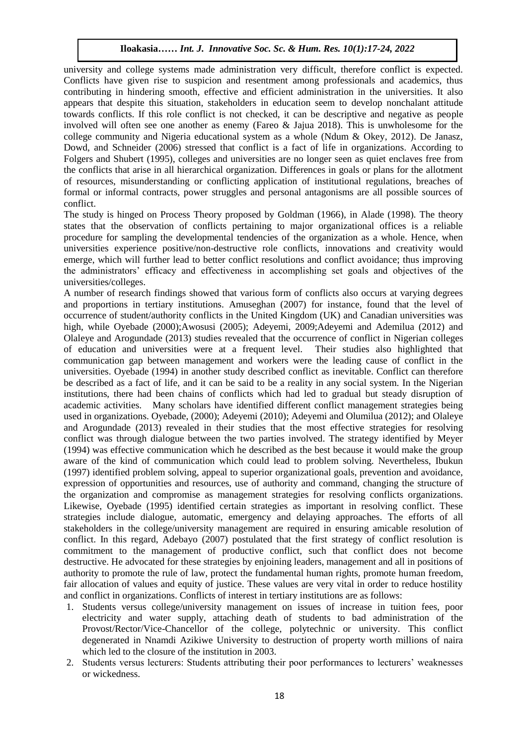university and college systems made administration very difficult, therefore conflict is expected. Conflicts have given rise to suspicion and resentment among professionals and academics, thus contributing in hindering smooth, effective and efficient administration in the universities. It also appears that despite this situation, stakeholders in education seem to develop nonchalant attitude towards conflicts. If this role conflict is not checked, it can be descriptive and negative as people involved will often see one another as enemy (Fareo & Jajua 2018). This is unwholesome for the college community and Nigeria educational system as a whole (Ndum & Okey, 2012). De Janasz, Dowd, and Schneider (2006) stressed that conflict is a fact of life in organizations. According to Folgers and Shubert (1995), colleges and universities are no longer seen as quiet enclaves free from the conflicts that arise in all hierarchical organization. Differences in goals or plans for the allotment of resources, misunderstanding or conflicting application of institutional regulations, breaches of formal or informal contracts, power struggles and personal antagonisms are all possible sources of conflict.

The study is hinged on Process Theory proposed by Goldman (1966), in Alade (1998). The theory states that the observation of conflicts pertaining to major organizational offices is a reliable procedure for sampling the developmental tendencies of the organization as a whole. Hence, when universities experience positive/non-destructive role conflicts, innovations and creativity would emerge, which will further lead to better conflict resolutions and conflict avoidance; thus improving the administrators' efficacy and effectiveness in accomplishing set goals and objectives of the universities/colleges.

A number of research findings showed that various form of conflicts also occurs at varying degrees and proportions in tertiary institutions. Amuseghan (2007) for instance, found that the level of occurrence of student/authority conflicts in the United Kingdom (UK) and Canadian universities was high, while Oyebade (2000);Awosusi (2005); Adeyemi, 2009;Adeyemi and Ademilua (2012) and Olaleye and Arogundade (2013) studies revealed that the occurrence of conflict in Nigerian colleges of education and universities were at a frequent level. Their studies also highlighted that communication gap between management and workers were the leading cause of conflict in the universities. Oyebade (1994) in another study described conflict as inevitable. Conflict can therefore be described as a fact of life, and it can be said to be a reality in any social system. In the Nigerian institutions, there had been chains of conflicts which had led to gradual but steady disruption of academic activities. Many scholars have identified different conflict management strategies being used in organizations. Oyebade, (2000); Adeyemi (2010); Adeyemi and Olumilua (2012); and Olaleye and Arogundade (2013) revealed in their studies that the most effective strategies for resolving conflict was through dialogue between the two parties involved. The strategy identified by Meyer (1994) was effective communication which he described as the best because it would make the group aware of the kind of communication which could lead to problem solving. Nevertheless, Ibukun (1997) identified problem solving, appeal to superior organizational goals, prevention and avoidance, expression of opportunities and resources, use of authority and command, changing the structure of the organization and compromise as management strategies for resolving conflicts organizations. Likewise, Oyebade (1995) identified certain strategies as important in resolving conflict. These strategies include dialogue, automatic, emergency and delaying approaches. The efforts of all stakeholders in the college/university management are required in ensuring amicable resolution of conflict. In this regard, Adebayo (2007) postulated that the first strategy of conflict resolution is commitment to the management of productive conflict, such that conflict does not become destructive. He advocated for these strategies by enjoining leaders, management and all in positions of authority to promote the rule of law, protect the fundamental human rights, promote human freedom, fair allocation of values and equity of justice. These values are very vital in order to reduce hostility and conflict in organizations. Conflicts of interest in tertiary institutions are as follows:

1. Students versus college/university management on issues of increase in tuition fees, poor electricity and water supply, attaching death of students to bad administration of the Provost/Rector/Vice-Chancellor of the college, polytechnic or university. This conflict degenerated in Nnamdi Azikiwe University to destruction of property worth millions of naira which led to the closure of the institution in 2003.
2. Students versus lecturers: Students attributing their poor performances to lecturers' weaknesses or wickedness.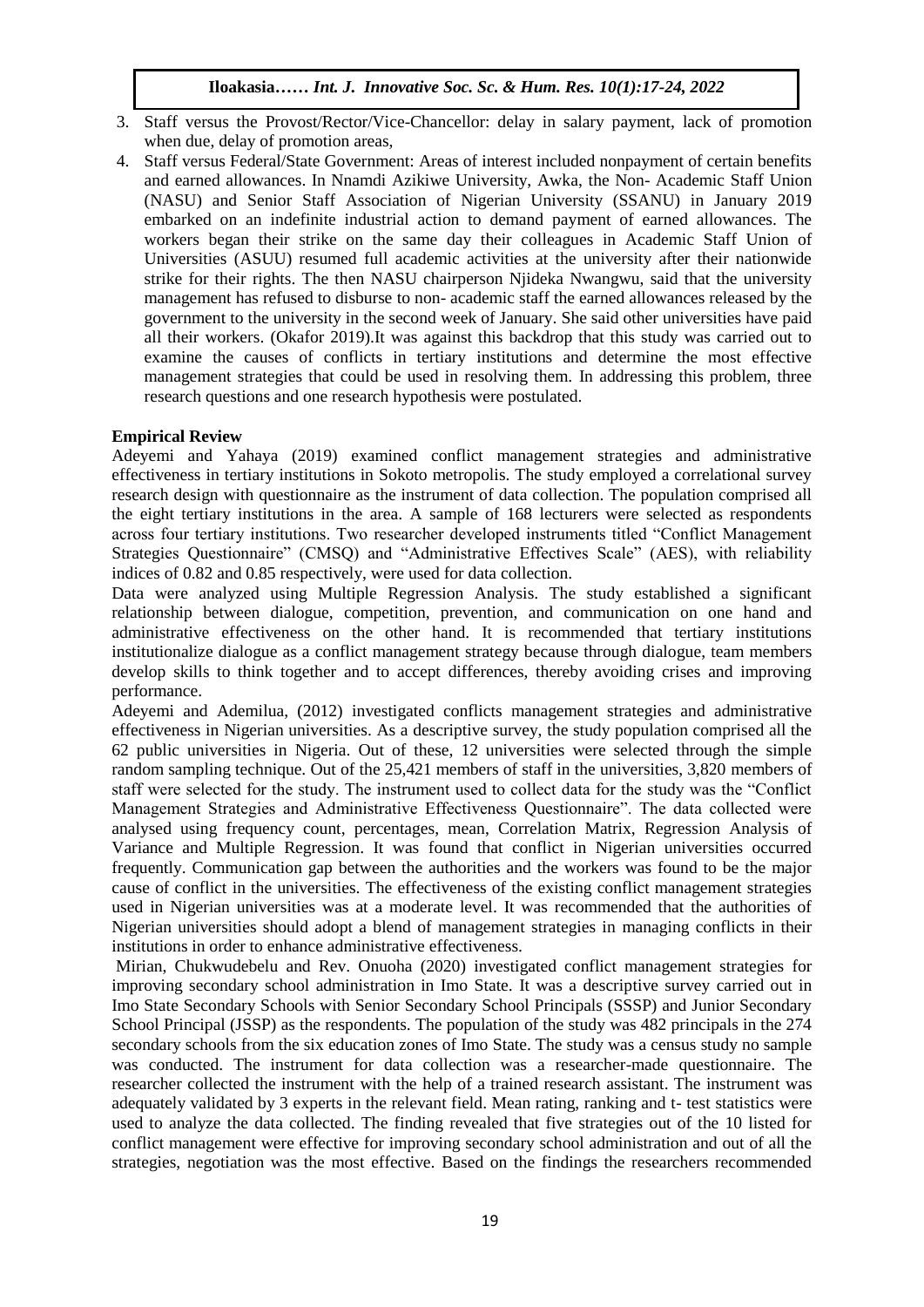3. Staff versus the Provost/Rector/Vice-Chancellor: delay in salary payment, lack of promotion when due, delay of promotion areas,
4. Staff versus Federal/State Government: Areas of interest included nonpayment of certain benefits and earned allowances. In Nnamdi Azikiwe University, Awka, the Non- Academic Staff Union (NASU) and Senior Staff Association of Nigerian University (SSANU) in January 2019 embarked on an indefinite industrial action to demand payment of earned allowances. The workers began their strike on the same day their colleagues in Academic Staff Union of Universities (ASUU) resumed full academic activities at the university after their nationwide strike for their rights. The then NASU chairperson Njideka Nwangwu, said that the university management has refused to disburse to non- academic staff the earned allowances released by the government to the university in the second week of January. She said other universities have paid all their workers. (Okafor 2019).It was against this backdrop that this study was carried out to examine the causes of conflicts in tertiary institutions and determine the most effective management strategies that could be used in resolving them. In addressing this problem, three research questions and one research hypothesis were postulated.

**Empirical Review**

Adeyemi and Yahaya (2019) examined conflict management strategies and administrative effectiveness in tertiary institutions in Sokoto metropolis. The study employed a correlational survey research design with questionnaire as the instrument of data collection. The population comprised all the eight tertiary institutions in the area. A sample of 168 lecturers were selected as respondents across four tertiary institutions. Two researcher developed instruments titled "Conflict Management Strategies Questionnaire" (CMSQ) and "Administrative Effectives Scale" (AES), with reliability indices of 0.82 and 0.85 respectively, were used for data collection.

Data were analyzed using Multiple Regression Analysis. The study established a significant relationship between dialogue, competition, prevention, and communication on one hand and administrative effectiveness on the other hand. It is recommended that tertiary institutions institutionalize dialogue as a conflict management strategy because through dialogue, team members develop skills to think together and to accept differences, thereby avoiding crises and improving performance.

Adeyemi and Ademilua, (2012) investigated conflicts management strategies and administrative effectiveness in Nigerian universities. As a descriptive survey, the study population comprised all the 62 public universities in Nigeria. Out of these, 12 universities were selected through the simple random sampling technique. Out of the 25,421 members of staff in the universities, 3,820 members of staff were selected for the study. The instrument used to collect data for the study was the "Conflict Management Strategies and Administrative Effectiveness Questionnaire". The data collected were analysed using frequency count, percentages, mean, Correlation Matrix, Regression Analysis of Variance and Multiple Regression. It was found that conflict in Nigerian universities occurred frequently. Communication gap between the authorities and the workers was found to be the major cause of conflict in the universities. The effectiveness of the existing conflict management strategies used in Nigerian universities was at a moderate level. It was recommended that the authorities of Nigerian universities should adopt a blend of management strategies in managing conflicts in their institutions in order to enhance administrative effectiveness.

Mirian, Chukwudebelu and Rev. Onuoha (2020) investigated conflict management strategies for improving secondary school administration in Imo State. It was a descriptive survey carried out in Imo State Secondary Schools with Senior Secondary School Principals (SSSP) and Junior Secondary School Principal (JSSP) as the respondents. The population of the study was 482 principals in the 274 secondary schools from the six education zones of Imo State. The study was a census study no sample was conducted. The instrument for data collection was a researcher-made questionnaire. The researcher collected the instrument with the help of a trained research assistant. The instrument was adequately validated by 3 experts in the relevant field. Mean rating, ranking and t- test statistics were used to analyze the data collected. The finding revealed that five strategies out of the 10 listed for conflict management were effective for improving secondary school administration and out of all the strategies, negotiation was the most effective. Based on the findings the researchers recommended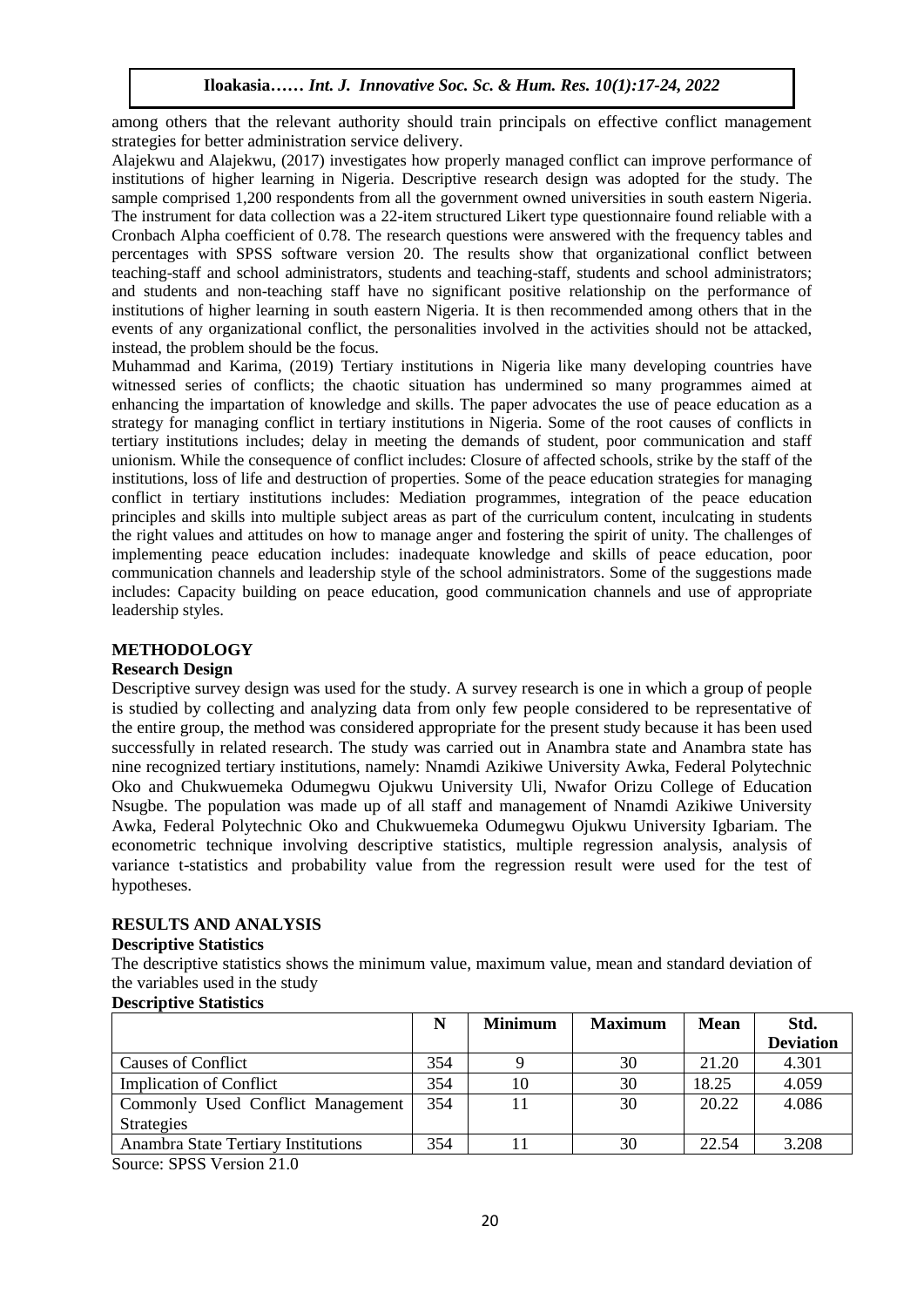among others that the relevant authority should train principals on effective conflict management strategies for better administration service delivery.

Alajekwu and Alajekwu, (2017) investigates how properly managed conflict can improve performance of institutions of higher learning in Nigeria. Descriptive research design was adopted for the study. The sample comprised 1,200 respondents from all the government owned universities in south eastern Nigeria. The instrument for data collection was a 22-item structured Likert type questionnaire found reliable with a Cronbach Alpha coefficient of 0.78. The research questions were answered with the frequency tables and percentages with SPSS software version 20. The results show that organizational conflict between teaching-staff and school administrators, students and teaching-staff, students and school administrators; and students and non-teaching staff have no significant positive relationship on the performance of institutions of higher learning in south eastern Nigeria. It is then recommended among others that in the events of any organizational conflict, the personalities involved in the activities should not be attacked, instead, the problem should be the focus.

Muhammad and Karima, (2019) Tertiary institutions in Nigeria like many developing countries have witnessed series of conflicts; the chaotic situation has undermined so many programmes aimed at enhancing the impartation of knowledge and skills. The paper advocates the use of peace education as a strategy for managing conflict in tertiary institutions in Nigeria. Some of the root causes of conflicts in tertiary institutions includes; delay in meeting the demands of student, poor communication and staff unionism. While the consequence of conflict includes: Closure of affected schools, strike by the staff of the institutions, loss of life and destruction of properties. Some of the peace education strategies for managing conflict in tertiary institutions includes: Mediation programmes, integration of the peace education principles and skills into multiple subject areas as part of the curriculum content, inculcating in students the right values and attitudes on how to manage anger and fostering the spirit of unity. The challenges of implementing peace education includes: inadequate knowledge and skills of peace education, poor communication channels and leadership style of the school administrators. Some of the suggestions made includes: Capacity building on peace education, good communication channels and use of appropriate leadership styles.

## METHODOLOGY

### Research Design

Descriptive survey design was used for the study. A survey research is one in which a group of people is studied by collecting and analyzing data from only few people considered to be representative of the entire group, the method was considered appropriate for the present study because it has been used successfully in related research. The study was carried out in Anambra state and Anambra state has nine recognized tertiary institutions, namely: Nnamdi Azikiwe University Awka, Federal Polytechnic Oko and Chukwuemeka Odumegwu Ojukwu University Uli, Nwafor Orizu College of Education Nsugbe. The population was made up of all staff and management of Nnamdi Azikiwe University Awka, Federal Polytechnic Oko and Chukwuemeka Odumegwu Ojukwu University Igbariam. The econometric technique involving descriptive statistics, multiple regression analysis, analysis of variance t-statistics and probability value from the regression result were used for the test of hypotheses.

## RESULTS AND ANALYSIS

### Descriptive Statistics

The descriptive statistics shows the minimum value, maximum value, mean and standard deviation of the variables used in the study

**Descriptive Statistics**

| | N | Minimum | Maximum | Mean | Std. Deviation |
|---|---|---|---|---|---|
| Causes of Conflict | 354 | 9 | 30 | 21.20 | 4.301 |
| Implication of Conflict | 354 | 10 | 30 | 18.25 | 4.059 |
| Commonly Used Conflict Management Strategies | 354 | 11 | 30 | 20.22 | 4.086 |
| Anambra State Tertiary Institutions | 354 | 11 | 30 | 22.54 | 3.208 |

Source: SPSS Version 21.0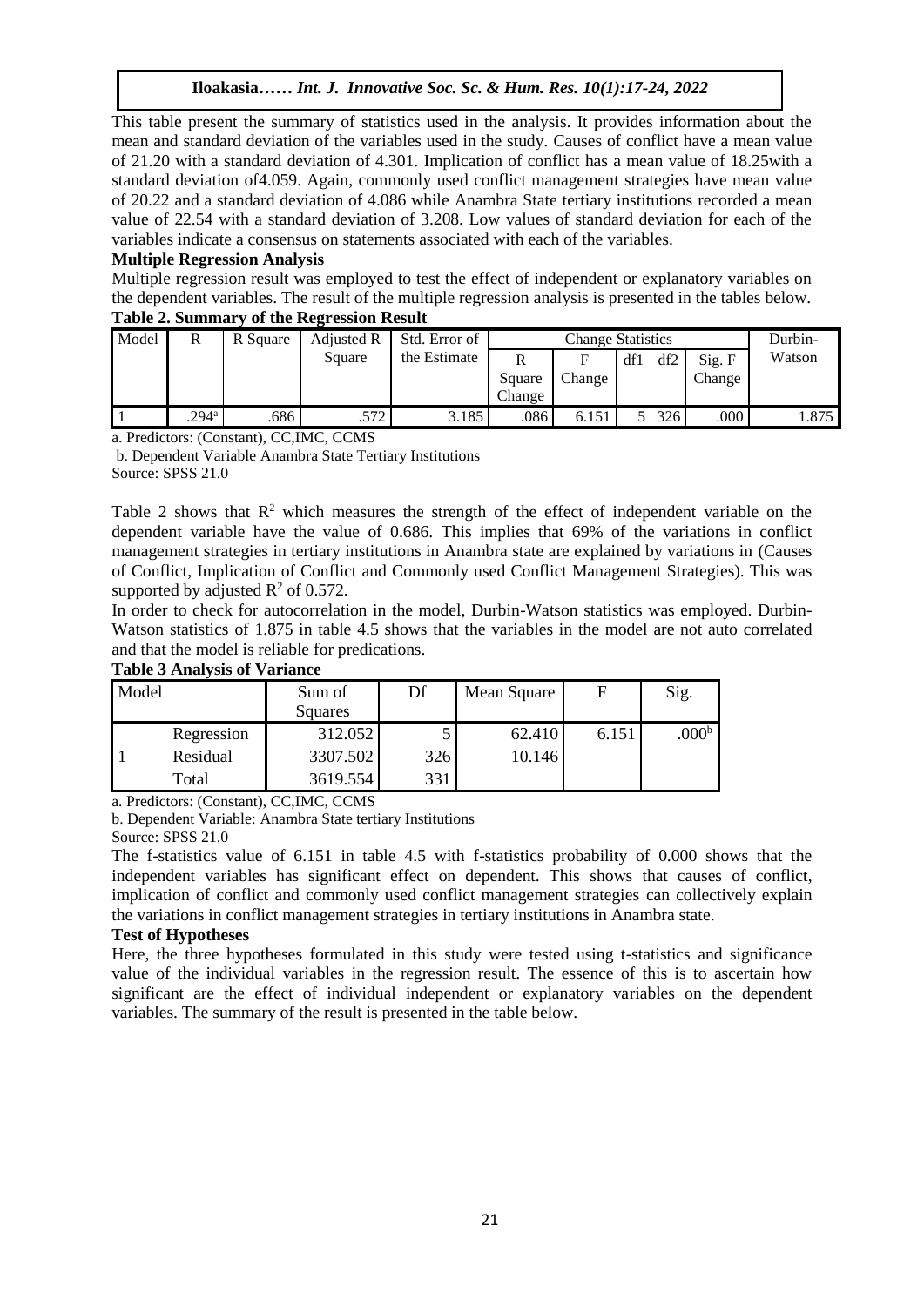This table present the summary of statistics used in the analysis. It provides information about the mean and standard deviation of the variables used in the study. Causes of conflict have a mean value of 21.20 with a standard deviation of 4.301. Implication of conflict has a mean value of 18.25with a standard deviation of4.059. Again, commonly used conflict management strategies have mean value of 20.22 and a standard deviation of 4.086 while Anambra State tertiary institutions recorded a mean value of 22.54 with a standard deviation of 3.208. Low values of standard deviation for each of the variables indicate a consensus on statements associated with each of the variables.

**Multiple Regression Analysis**

Multiple regression result was employed to test the effect of independent or explanatory variables on the dependent variables. The result of the multiple regression analysis is presented in the tables below.

**Table 2. Summary of the Regression Result**

| Model | R | R Square | Adjusted R Square | Std. Error of the Estimate | Change Statistics | | | | | Durbin-Watson |
|---|---|---|---|---|---|---|---|---|---|---|
| | | | | | R Square Change | F Change | df1 | df2 | Sig. F Change | |
| 1 | .294[a] | .686 | .572 | 3.185 | .086 | 6.151 | 5 | 326 | .000 | 1.875 |

a. Predictors: (Constant), CC,IMC, CCMS

b. Dependent Variable Anambra State Tertiary Institutions

Source: SPSS 21.0

Table 2 shows that $R^2$ which measures the strength of the effect of independent variable on the dependent variable have the value of 0.686. This implies that 69% of the variations in conflict management strategies in tertiary institutions in Anambra state are explained by variations in (Causes of Conflict, Implication of Conflict and Commonly used Conflict Management Strategies). This was supported by adjusted $R^2$ of 0.572.

In order to check for autocorrelation in the model, Durbin-Watson statistics was employed. Durbin-Watson statistics of 1.875 in table 4.5 shows that the variables in the model are not auto correlated and that the model is reliable for predications.

**Table 3 Analysis of Variance**

| Model | | Sum of Squares | Df | Mean Square | F | Sig. |
|---|---|---|---|---|---|---|
| 1 | Regression | 312.052 | 5 | 62.410 | 6.151 | .000[b] |
| | Residual | 3307.502 | 326 | 10.146 | | |
| | Total | 3619.554 | 331 | | | |

a. Predictors: (Constant), CC,IMC, CCMS

b. Dependent Variable: Anambra State tertiary Institutions

Source: SPSS 21.0

The f-statistics value of 6.151 in table 4.5 with f-statistics probability of 0.000 shows that the independent variables has significant effect on dependent. This shows that causes of conflict, implication of conflict and commonly used conflict management strategies can collectively explain the variations in conflict management strategies in tertiary institutions in Anambra state.

**Test of Hypotheses**

Here, the three hypotheses formulated in this study were tested using t-statistics and significance value of the individual variables in the regression result. The essence of this is to ascertain how significant are the effect of individual independent or explanatory variables on the dependent variables. The summary of the result is presented in the table below.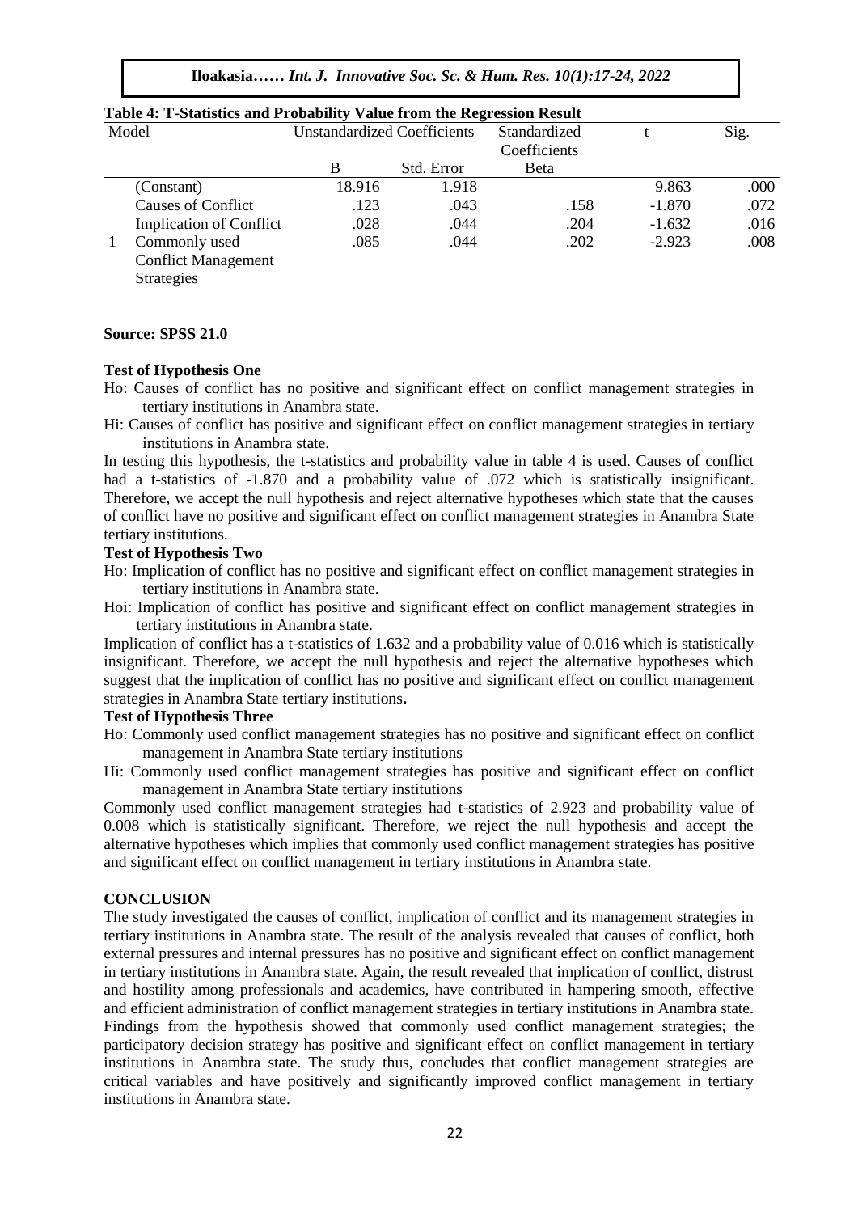**Table 4: T-Statistics and Probability Value from the Regression Result**

| Model | | Unstandardized Coefficients | | Standardized Coefficients | t | Sig. |
|---|---|---|---|---|---|---|
| | | B | Std. Error | Beta | | |
| 1 | (Constant) | 18.916 | 1.918 | | 9.863 | .000 |
| | Causes of Conflict | .123 | .043 | .158 | -1.870 | .072 |
| | Implication of Conflict | .028 | .044 | .204 | -1.632 | .016 |
| | Commonly used Conflict Management Strategies | .085 | .044 | .202 | -2.923 | .008 |

**Source: SPSS 21.0**

**Test of Hypothesis One**

Ho: Causes of conflict has no positive and significant effect on conflict management strategies in tertiary institutions in Anambra state.

Hi: Causes of conflict has positive and significant effect on conflict management strategies in tertiary institutions in Anambra state.

In testing this hypothesis, the t-statistics and probability value in table 4 is used. Causes of conflict had a t-statistics of -1.870 and a probability value of .072 which is statistically insignificant. Therefore, we accept the null hypothesis and reject alternative hypotheses which state that the causes of conflict have no positive and significant effect on conflict management strategies in Anambra State tertiary institutions.

**Test of Hypothesis Two**

Ho: Implication of conflict has no positive and significant effect on conflict management strategies in tertiary institutions in Anambra state.

Hoi: Implication of conflict has positive and significant effect on conflict management strategies in tertiary institutions in Anambra state.

Implication of conflict has a t-statistics of 1.632 and a probability value of 0.016 which is statistically insignificant. Therefore, we accept the null hypothesis and reject the alternative hypotheses which suggest that the implication of conflict has no positive and significant effect on conflict management strategies in Anambra State tertiary institutions**.**

**Test of Hypothesis Three**

Ho: Commonly used conflict management strategies has no positive and significant effect on conflict management in Anambra State tertiary institutions

Hi: Commonly used conflict management strategies has positive and significant effect on conflict management in Anambra State tertiary institutions

Commonly used conflict management strategies had t-statistics of 2.923 and probability value of 0.008 which is statistically significant. Therefore, we reject the null hypothesis and accept the alternative hypotheses which implies that commonly used conflict management strategies has positive and significant effect on conflict management in tertiary institutions in Anambra state.

## CONCLUSION

The study investigated the causes of conflict, implication of conflict and its management strategies in tertiary institutions in Anambra state. The result of the analysis revealed that causes of conflict, both external pressures and internal pressures has no positive and significant effect on conflict management in tertiary institutions in Anambra state. Again, the result revealed that implication of conflict, distrust and hostility among professionals and academics, have contributed in hampering smooth, effective and efficient administration of conflict management strategies in tertiary institutions in Anambra state. Findings from the hypothesis showed that commonly used conflict management strategies; the participatory decision strategy has positive and significant effect on conflict management in tertiary institutions in Anambra state. The study thus, concludes that conflict management strategies are critical variables and have positively and significantly improved conflict management in tertiary institutions in Anambra state.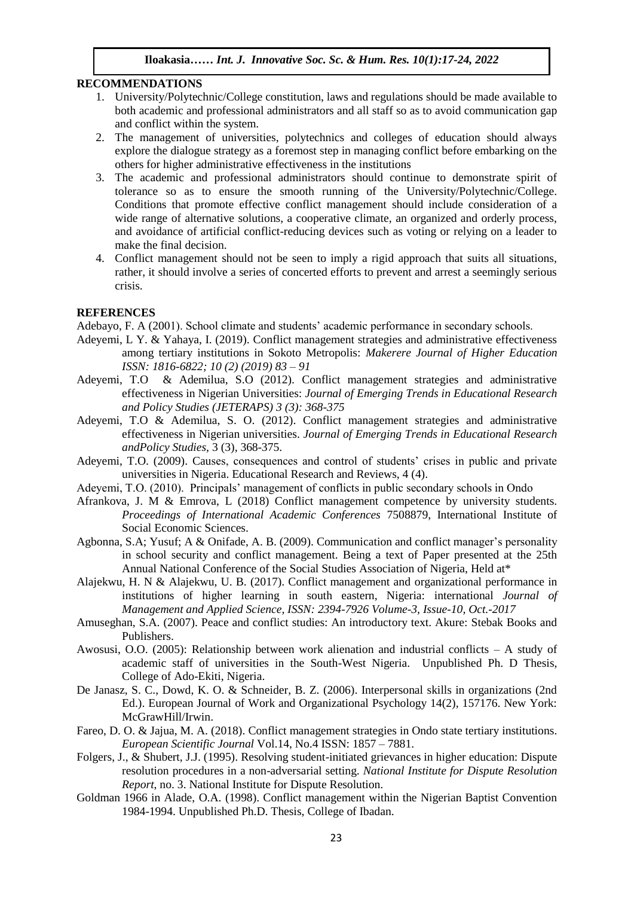## RECOMMENDATIONS

1. University/Polytechnic/College constitution, laws and regulations should be made available to both academic and professional administrators and all staff so as to avoid communication gap and conflict within the system.
2. The management of universities, polytechnics and colleges of education should always explore the dialogue strategy as a foremost step in managing conflict before embarking on the others for higher administrative effectiveness in the institutions
3. The academic and professional administrators should continue to demonstrate spirit of tolerance so as to ensure the smooth running of the University/Polytechnic/College. Conditions that promote effective conflict management should include consideration of a wide range of alternative solutions, a cooperative climate, an organized and orderly process, and avoidance of artificial conflict-reducing devices such as voting or relying on a leader to make the final decision.
4. Conflict management should not be seen to imply a rigid approach that suits all situations, rather, it should involve a series of concerted efforts to prevent and arrest a seemingly serious crisis.

## REFERENCES

Adebayo, F. A (2001). School climate and students' academic performance in secondary schools.

Adeyemi, L Y. & Yahaya, I. (2019). Conflict management strategies and administrative effectiveness among tertiary institutions in Sokoto Metropolis: *Makerere Journal of Higher Education ISSN: 1816-6822; 10 (2) (2019) 83 – 91*

Adeyemi, T.O & Ademilua, S.O (2012). Conflict management strategies and administrative effectiveness in Nigerian Universities: *Journal of Emerging Trends in Educational Research and Policy Studies (JETERAPS) 3 (3): 368-375*

Adeyemi, T.O & Ademilua, S. O. (2012). Conflict management strategies and administrative effectiveness in Nigerian universities. *Journal of Emerging Trends in Educational Research andPolicy Studies,* 3 (3), 368-375.

Adeyemi, T.O. (2009). Causes, consequences and control of students' crises in public and private universities in Nigeria. Educational Research and Reviews, 4 (4).

Adeyemi, T.O. (2010). Principals' management of conflicts in public secondary schools in Ondo

Afrankova, J. M & Emrova, L (2018) Conflict management competence by university students. *Proceedings of International Academic Conferences* 7508879, International Institute of Social Economic Sciences.

Agbonna, S.A; Yusuf; A & Onifade, A. B. (2009). Communication and conflict manager's personality in school security and conflict management. Being a text of Paper presented at the 25th Annual National Conference of the Social Studies Association of Nigeria, Held at*

Alajekwu, H. N & Alajekwu, U. B. (2017). Conflict management and organizational performance in institutions of higher learning in south eastern, Nigeria: international *Journal of Management and Applied Science, ISSN: 2394-7926 Volume-3, Issue-10, Oct.-2017*

Amuseghan, S.A. (2007). Peace and conflict studies: An introductory text. Akure: Stebak Books and Publishers.

Awosusi, O.O. (2005): Relationship between work alienation and industrial conflicts – A study of academic staff of universities in the South-West Nigeria. Unpublished Ph. D Thesis, College of Ado-Ekiti, Nigeria.

De Janasz, S. C., Dowd, K. O. & Schneider, B. Z. (2006). Interpersonal skills in organizations (2nd Ed.). European Journal of Work and Organizational Psychology 14(2), 157176. New York: McGrawHill/Irwin.

Fareo, D. O. & Jajua, M. A. (2018). Conflict management strategies in Ondo state tertiary institutions. *European Scientific Journal* Vol.14, No.4 ISSN: 1857 – 7881.

Folgers, J., & Shubert, J.J. (1995). Resolving student-initiated grievances in higher education: Dispute resolution procedures in a non-adversarial setting. *National Institute for Dispute Resolution Report*, no. 3. National Institute for Dispute Resolution.

Goldman 1966 in Alade, O.A. (1998). Conflict management within the Nigerian Baptist Convention 1984-1994. Unpublished Ph.D. Thesis, College of Ibadan.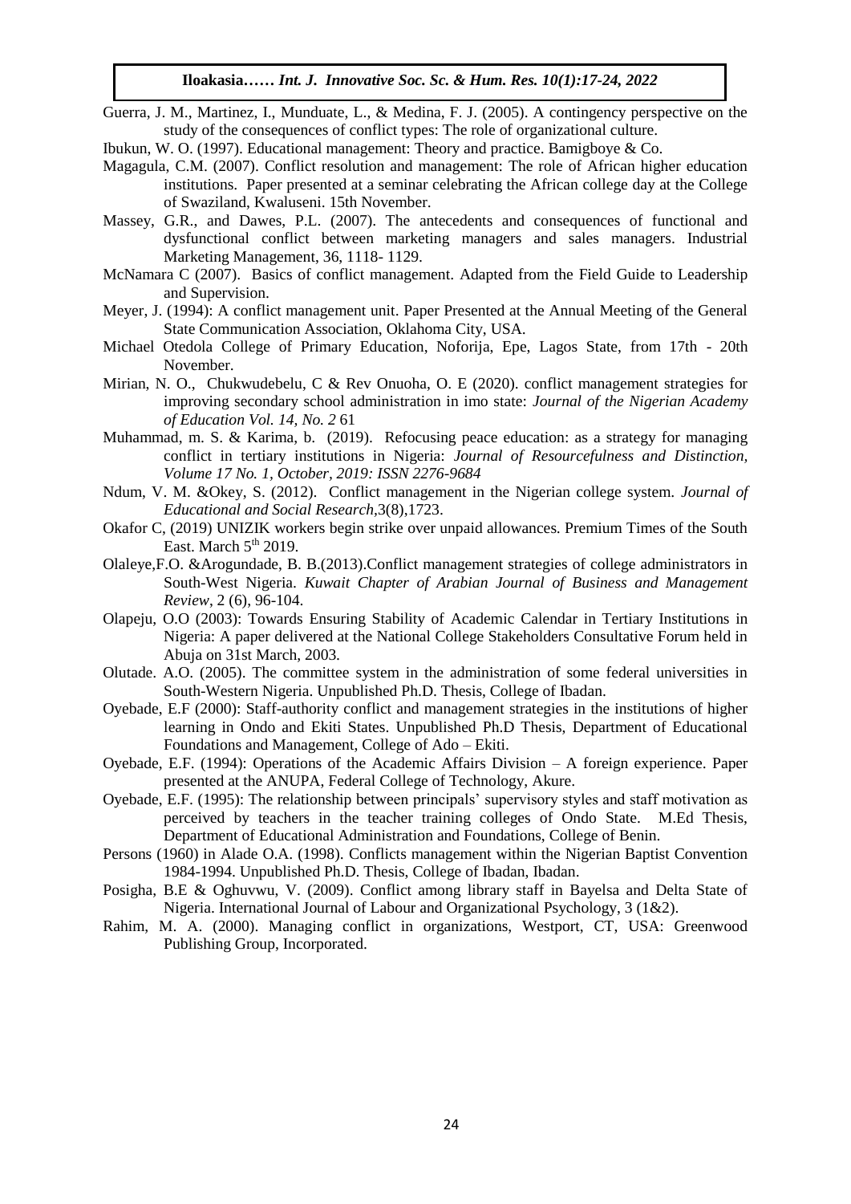Guerra, J. M., Martinez, I., Munduate, L., & Medina, F. J. (2005). A contingency perspective on the study of the consequences of conflict types: The role of organizational culture.

Ibukun, W. O. (1997). Educational management: Theory and practice. Bamigboye & Co.

Magagula, C.M. (2007). Conflict resolution and management: The role of African higher education institutions. Paper presented at a seminar celebrating the African college day at the College of Swaziland, Kwaluseni. 15th November.

Massey, G.R., and Dawes, P.L. (2007). The antecedents and consequences of functional and dysfunctional conflict between marketing managers and sales managers. Industrial Marketing Management, 36, 1118- 1129.

McNamara C (2007). Basics of conflict management. Adapted from the Field Guide to Leadership and Supervision.

Meyer, J. (1994): A conflict management unit. Paper Presented at the Annual Meeting of the General State Communication Association, Oklahoma City, USA.

Michael Otedola College of Primary Education, Noforija, Epe, Lagos State, from 17th - 20th November.

Mirian, N. O., Chukwudebelu, C & Rev Onuoha, O. E (2020). conflict management strategies for improving secondary school administration in imo state: *Journal of the Nigerian Academy of Education Vol. 14, No. 2* 61

Muhammad, m. S. & Karima, b. (2019). Refocusing peace education: as a strategy for managing conflict in tertiary institutions in Nigeria: *Journal of Resourcefulness and Distinction, Volume 17 No. 1, October, 2019: ISSN 2276-9684*

Ndum, V. M. &Okey, S. (2012). Conflict management in the Nigerian college system. *Journal of Educational and Social Research*,3(8),1723.

Okafor C, (2019) UNIZIK workers begin strike over unpaid allowances. Premium Times of the South East. March 5th 2019.

Olaleye,F.O. &Arogundade, B. B.(2013).Conflict management strategies of college administrators in South-West Nigeria. *Kuwait Chapter of Arabian Journal of Business and Management Review*, 2 (6), 96-104.

Olapeju, O.O (2003): Towards Ensuring Stability of Academic Calendar in Tertiary Institutions in Nigeria: A paper delivered at the National College Stakeholders Consultative Forum held in Abuja on 31st March, 2003.

Olutade. A.O. (2005). The committee system in the administration of some federal universities in South-Western Nigeria. Unpublished Ph.D. Thesis, College of Ibadan.

Oyebade, E.F (2000): Staff-authority conflict and management strategies in the institutions of higher learning in Ondo and Ekiti States. Unpublished Ph.D Thesis, Department of Educational Foundations and Management, College of Ado – Ekiti.

Oyebade, E.F. (1994): Operations of the Academic Affairs Division – A foreign experience. Paper presented at the ANUPA, Federal College of Technology, Akure.

Oyebade, E.F. (1995): The relationship between principals' supervisory styles and staff motivation as perceived by teachers in the teacher training colleges of Ondo State. M.Ed Thesis, Department of Educational Administration and Foundations, College of Benin.

Persons (1960) in Alade O.A. (1998). Conflicts management within the Nigerian Baptist Convention 1984-1994. Unpublished Ph.D. Thesis, College of Ibadan, Ibadan.

Posigha, B.E & Oghuvwu, V. (2009). Conflict among library staff in Bayelsa and Delta State of Nigeria. International Journal of Labour and Organizational Psychology, 3 (1&2).

Rahim, M. A. (2000). Managing conflict in organizations, Westport, CT, USA: Greenwood Publishing Group, Incorporated.